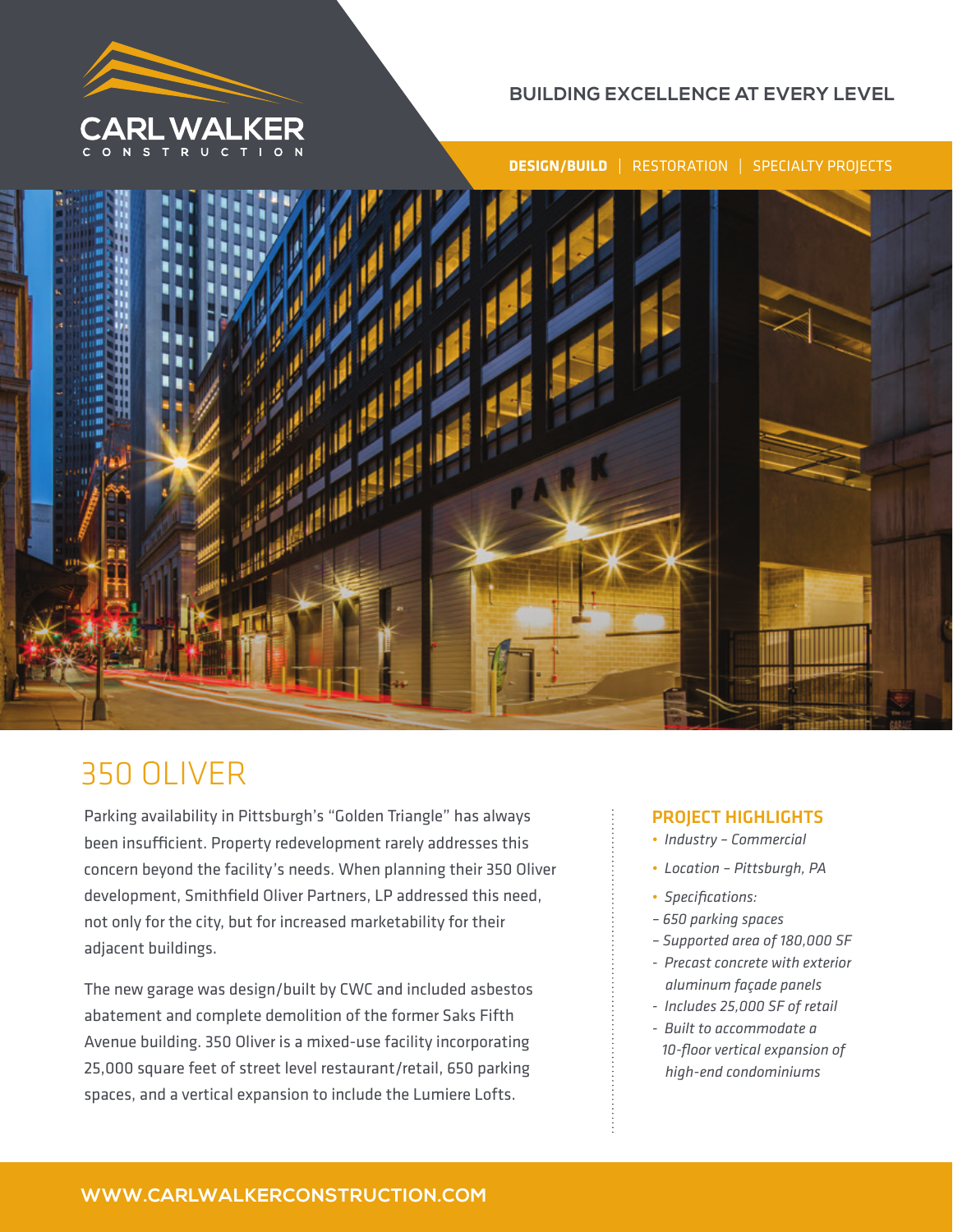CARL WALKER
CONSTRUCTION

BUILDING EXCELLENCE AT EVERY LEVEL

**DESIGN/BUILD** | RESTORATION | SPECIALTY PROJECTS

# 350 OLIVER

Parking availability in Pittsburgh's "Golden Triangle" has always been insufficient. Property redevelopment rarely addresses this concern beyond the facility's needs. When planning their 350 Oliver development, Smithfield Oliver Partners, LP addressed this need, not only for the city, but for increased marketability for their adjacent buildings.

The new garage was design/built by CWC and included asbestos abatement and complete demolition of the former Saks Fifth Avenue building. 350 Oliver is a mixed-use facility incorporating 25,000 square feet of street level restaurant/retail, 650 parking spaces, and a vertical expansion to include the Lumiere Lofts.

## PROJECT HIGHLIGHTS

- *Industry – Commercial*
- *Location – Pittsburgh, PA*
- *Specifications:*
  - *650 parking spaces*
  - *Supported area of 180,000 SF*
  - *Precast concrete with exterior aluminum façade panels*
  - *Includes 25,000 SF of retail*
  - *Built to accommodate a 10-floor vertical expansion of high-end condominiums*

WWW.CARLWALKERCONSTRUCTION.COM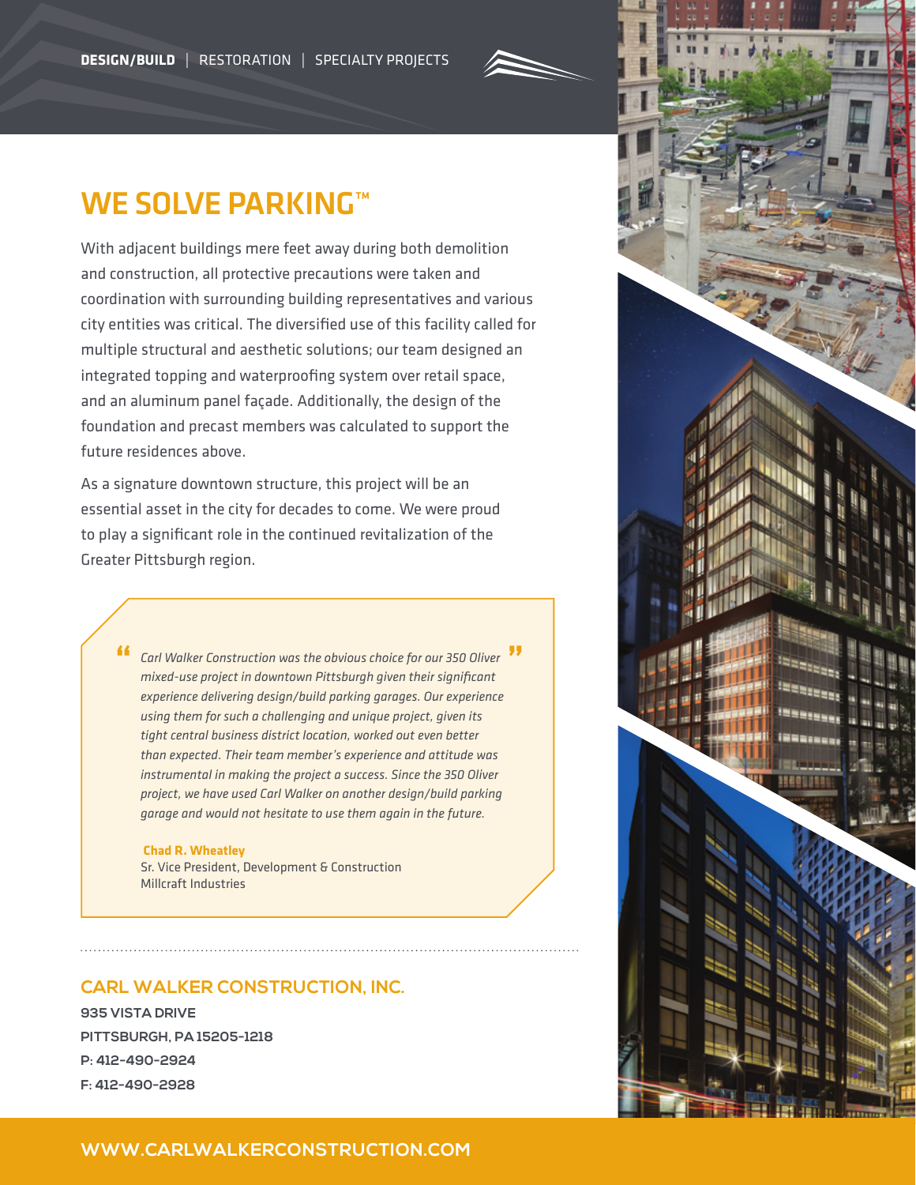DESIGN/BUILD | RESTORATION | SPECIALTY PROJECTS

# WE SOLVE PARKING™

With adjacent buildings mere feet away during both demolition and construction, all protective precautions were taken and coordination with surrounding building representatives and various city entities was critical. The diversified use of this facility called for multiple structural and aesthetic solutions; our team designed an integrated topping and waterproofing system over retail space, and an aluminum panel façade. Additionally, the design of the foundation and precast members was calculated to support the future residences above.

As a signature downtown structure, this project will be an essential asset in the city for decades to come. We were proud to play a significant role in the continued revitalization of the Greater Pittsburgh region.

> *"Carl Walker Construction was the obvious choice for our 350 Oliver mixed-use project in downtown Pittsburgh given their significant experience delivering design/build parking garages. Our experience using them for such a challenging and unique project, given its tight central business district location, worked out even better than expected. Their team member's experience and attitude was instrumental in making the project a success. Since the 350 Oliver project, we have used Carl Walker on another design/build parking garage and would not hesitate to use them again in the future."*
>
> **Chad R. Wheatley**
> Sr. Vice President, Development & Construction
> Millcraft Industries

## CARL WALKER CONSTRUCTION, INC.

935 VISTA DRIVE
PITTSBURGH, PA 15205-1218
P: 412-490-2924
F: 412-490-2928

WWW.CARLWALKERCONSTRUCTION.COM